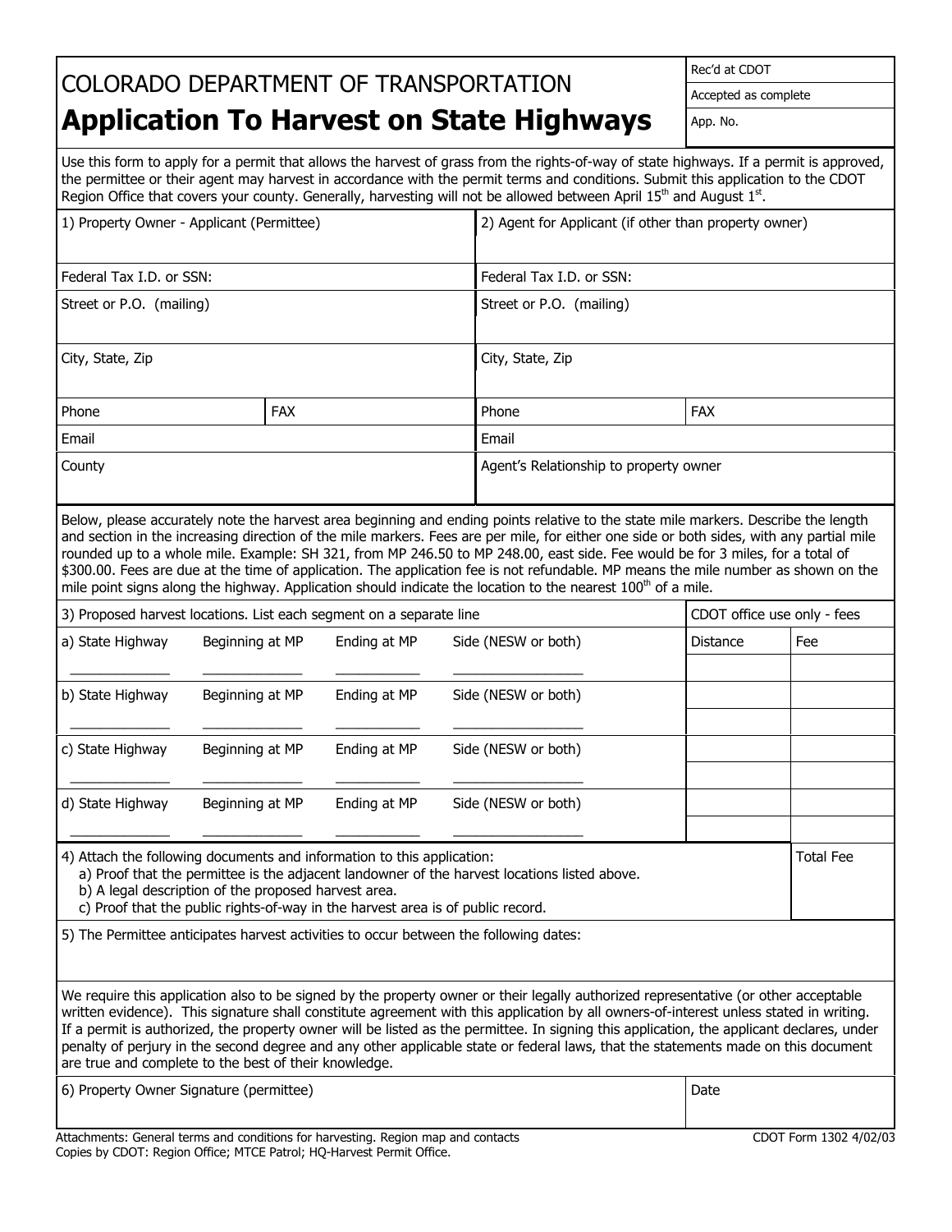# COLORADO DEPARTMENT OF TRANSPORTATION

## Application To Harvest on State Highways

| Rec'd at CDOT |
|---|
| Accepted as complete |
| App. No. |

Use this form to apply for a permit that allows the harvest of grass from the rights-of-way of state highways. If a permit is approved, the permittee or their agent may harvest in accordance with the permit terms and conditions. Submit this application to the CDOT Region Office that covers your county. Generally, harvesting will not be allowed between April 15th and August 1st.

| 1) Property Owner - Applicant (Permittee) | | 2) Agent for Applicant (if other than property owner) | |
|---|---|---|---|
| Federal Tax I.D. or SSN: | | Federal Tax I.D. or SSN: | |
| Street or P.O. (mailing) | | Street or P.O. (mailing) | |
| City, State, Zip | | City, State, Zip | |
| Phone | FAX | Phone | FAX |
| Email | | Email | |
| County | | Agent's Relationship to property owner | |

Below, please accurately note the harvest area beginning and ending points relative to the state mile markers. Describe the length and section in the increasing direction of the mile markers. Fees are per mile, for either one side or both sides, with any partial mile rounded up to a whole mile. Example: SH 321, from MP 246.50 to MP 248.00, east side. Fee would be for 3 miles, for a total of $300.00. Fees are due at the time of application. The application fee is not refundable. MP means the mile number as shown on the mile point signs along the highway. Application should indicate the location to the nearest 100th of a mile.

| 3) Proposed harvest locations. List each segment on a separate line | | | | CDOT office use only - fees | |
|---|---|---|---|---|---|
| a) State Highway | Beginning at MP | Ending at MP | Side (NESW or both) | Distance | Fee |
| ____________ | ____________ | __________ | ______________ | | |
| b) State Highway | Beginning at MP | Ending at MP | Side (NESW or both) | | |
| ____________ | ____________ | __________ | ______________ | | |
| c) State Highway | Beginning at MP | Ending at MP | Side (NESW or both) | | |
| ____________ | ____________ | __________ | ______________ | | |
| d) State Highway | Beginning at MP | Ending at MP | Side (NESW or both) | | |
| ____________ | ____________ | __________ | ______________ | | |

| 4) Attach the following documents and information to this application:<br>a) Proof that the permittee is the adjacent landowner of the harvest locations listed above.<br>b) A legal description of the proposed harvest area.<br>c) Proof that the public rights-of-way in the harvest area is of public record. | Total Fee |
|---|---|

5) The Permittee anticipates harvest activities to occur between the following dates:

We require this application also to be signed by the property owner or their legally authorized representative (or other acceptable written evidence). This signature shall constitute agreement with this application by all owners-of-interest unless stated in writing. If a permit is authorized, the property owner will be listed as the permittee. In signing this application, the applicant declares, under penalty of perjury in the second degree and any other applicable state or federal laws, that the statements made on this document are true and complete to the best of their knowledge.

| 6) Property Owner Signature (permittee) | Date |
|---|---|

Attachments: General terms and conditions for harvesting. Region map and contacts
Copies by CDOT: Region Office; MTCE Patrol; HQ-Harvest Permit Office.

CDOT Form 1302 4/02/03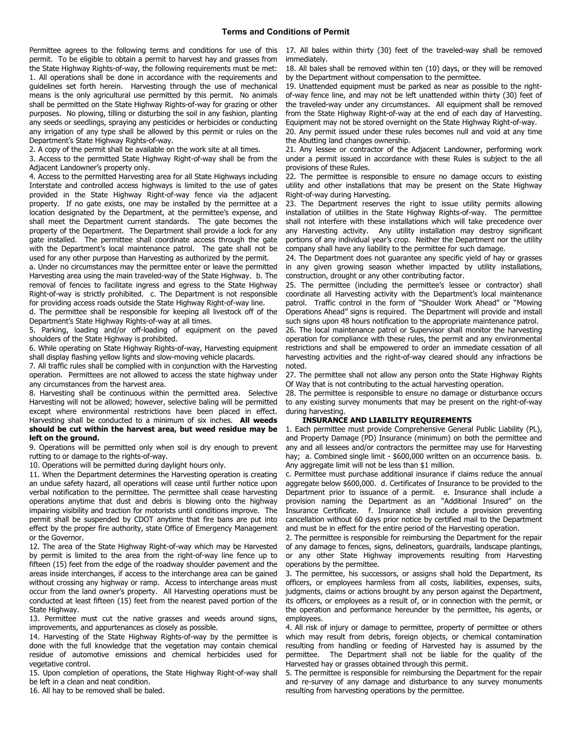## Terms and Conditions of Permit

Permittee agrees to the following terms and conditions for use of this permit. To be eligible to obtain a permit to harvest hay and grasses from the State Highway Rights-of-way, the following requirements must be met:

1. All operations shall be done in accordance with the requirements and guidelines set forth herein. Harvesting through the use of mechanical means is the only agricultural use permitted by this permit. No animals shall be permitted on the State Highway Rights-of-way for grazing or other purposes. No plowing, tilling or disturbing the soil in any fashion, planting any seeds or seedlings, spraying any pesticides or herbicides or conducting any irrigation of any type shall be allowed by this permit or rules on the Department's State Highway Rights-of-way.
2. A copy of the permit shall be available on the work site at all times.
3. Access to the permitted State Highway Right-of-way shall be from the Adjacent Landowner's property only.
4. Access to the permitted Harvesting area for all State Highways including Interstate and controlled access highways is limited to the use of gates provided in the State Highway Right-of-way fence via the adjacent property. If no gate exists, one may be installed by the permittee at a location designated by the Department, at the permittee's expense, and shall meet the Department current standards. The gate becomes the property of the Department. The Department shall provide a lock for any gate installed. The permittee shall coordinate access through the gate with the Department's local maintenance patrol. The gate shall not be used for any other purpose than Harvesting as authorized by the permit.
   a. Under no circumstances may the permittee enter or leave the permitted Harvesting area using the main traveled-way of the State Highway. b. The removal of fences to facilitate ingress and egress to the State Highway Right-of-way is strictly prohibited. c. The Department is not responsible for providing access roads outside the State Highway Right-of-way line.
   d. The permittee shall be responsible for keeping all livestock off of the Department's State Highway Rights-of-way at all times.
5. Parking, loading and/or off-loading of equipment on the paved shoulders of the State Highway is prohibited.
6. While operating on State Highway Rights-of-way, Harvesting equipment shall display flashing yellow lights and slow-moving vehicle placards.
7. All traffic rules shall be complied with in conjunction with the Harvesting operation. Permittees are not allowed to access the state highway under any circumstances from the harvest area.
8. Harvesting shall be continuous within the permitted area. Selective Harvesting will not be allowed; however, selective baling will be permitted except where environmental restrictions have been placed in effect. Harvesting shall be conducted to a minimum of six inches. **All weeds should be cut within the harvest area, but weed residue may be left on the ground.**
9. Operations will be permitted only when soil is dry enough to prevent rutting to or damage to the rights-of-way.
10. Operations will be permitted during daylight hours only.
11. When the Department determines the Harvesting operation is creating an undue safety hazard, all operations will cease until further notice upon verbal notification to the permittee. The permittee shall cease harvesting operations anytime that dust and debris is blowing onto the highway impairing visibility and traction for motorists until conditions improve. The permit shall be suspended by CDOT anytime that fire bans are put into effect by the proper fire authority, state Office of Emergency Management or the Governor.
12. The area of the State Highway Right-of-way which may be Harvested by permit is limited to the area from the right-of-way line fence up to fifteen (15) feet from the edge of the roadway shoulder pavement and the areas inside interchanges, if access to the interchange area can be gained without crossing any highway or ramp. Access to interchange areas must occur from the land owner's property. All Harvesting operations must be conducted at least fifteen (15) feet from the nearest paved portion of the State Highway.
13. Permittee must cut the native grasses and weeds around signs, improvements, and appurtenances as closely as possible.
14. Harvesting of the State Highway Rights-of-way by the permittee is done with the full knowledge that the vegetation may contain chemical residue of automotive emissions and chemical herbicides used for vegetative control.
15. Upon completion of operations, the State Highway Right-of-way shall be left in a clean and neat condition.
16. All hay to be removed shall be baled.
17. All bales within thirty (30) feet of the traveled-way shall be removed immediately.
18. All bales shall be removed within ten (10) days, or they will be removed by the Department without compensation to the permittee.
19. Unattended equipment must be parked as near as possible to the right-of-way fence line, and may not be left unattended within thirty (30) feet of the traveled-way under any circumstances. All equipment shall be removed from the State Highway Right-of-way at the end of each day of Harvesting. Equipment may not be stored overnight on the State Highway Right-of-way.
20. Any permit issued under these rules becomes null and void at any time the Abutting land changes ownership.
21. Any lessee or contractor of the Adjacent Landowner, performing work under a permit issued in accordance with these Rules is subject to the all provisions of these Rules.
22. The permittee is responsible to ensure no damage occurs to existing utility and other installations that may be present on the State Highway Right-of-way during Harvesting.
23. The Department reserves the right to issue utility permits allowing installation of utilities in the State Highway Rights-of-way. The permittee shall not interfere with these installations which will take precedence over any Harvesting activity. Any utility installation may destroy significant portions of any individual year's crop. Neither the Department nor the utility company shall have any liability to the permittee for such damage.
24. The Department does not guarantee any specific yield of hay or grasses in any given growing season whether impacted by utility installations, construction, drought or any other contributing factor.
25. The permittee (including the permittee's lessee or contractor) shall coordinate all Harvesting activity with the Department's local maintenance patrol. Traffic control in the form of "Shoulder Work Ahead" or "Mowing Operations Ahead" signs is required. The Department will provide and install such signs upon 48 hours notification to the appropriate maintenance patrol.
26. The local maintenance patrol or Supervisor shall monitor the harvesting operation for compliance with these rules, the permit and any environmental restrictions and shall be empowered to order an immediate cessation of all harvesting activities and the right-of-way cleared should any infractions be noted.
27. The permittee shall not allow any person onto the State Highway Rights Of Way that is not contributing to the actual harvesting operation.
28. The permittee is responsible to ensure no damage or disturbance occurs to any existing survey monuments that may be present on the right-of-way during harvesting.

### INSURANCE AND LIABILITY REQUIREMENTS

1. Each permittee must provide Comprehensive General Public Liability (PL), and Property Damage (PD) Insurance (minimum) on both the permittee and any and all lessees and/or contractors the permittee may use for Harvesting hay; a. Combined single limit - $600,000 written on an occurrence basis. b. Any aggregate limit will not be less than $1 million.
   c. Permittee must purchase additional insurance if claims reduce the annual aggregate below $600,000. d. Certificates of Insurance to be provided to the Department prior to issuance of a permit. e. Insurance shall include a provision naming the Department as an "Additional Insured" on the Insurance Certificate. f. Insurance shall include a provision preventing cancellation without 60 days prior notice by certified mail to the Department and must be in effect for the entire period of the Harvesting operation.
2. The permittee is responsible for reimbursing the Department for the repair of any damage to fences, signs, delineators, guardrails, landscape plantings, or any other State Highway improvements resulting from Harvesting operations by the permittee.
3. The permittee, his successors, or assigns shall hold the Department, its officers, or employees harmless from all costs, liabilities, expenses, suits, judgments, claims or actions brought by any person against the Department, its officers, or employees as a result of, or in connection with the permit, or the operation and performance hereunder by the permittee, his agents, or employees.
4. All risk of injury or damage to permittee, property of permittee or others which may result from debris, foreign objects, or chemical contamination resulting from handling or feeding of Harvested hay is assumed by the permittee. The Department shall not be liable for the quality of the Harvested hay or grasses obtained through this permit.
5. The permittee is responsible for reimbursing the Department for the repair and re-survey of any damage and disturbance to any survey monuments resulting from harvesting operations by the permittee.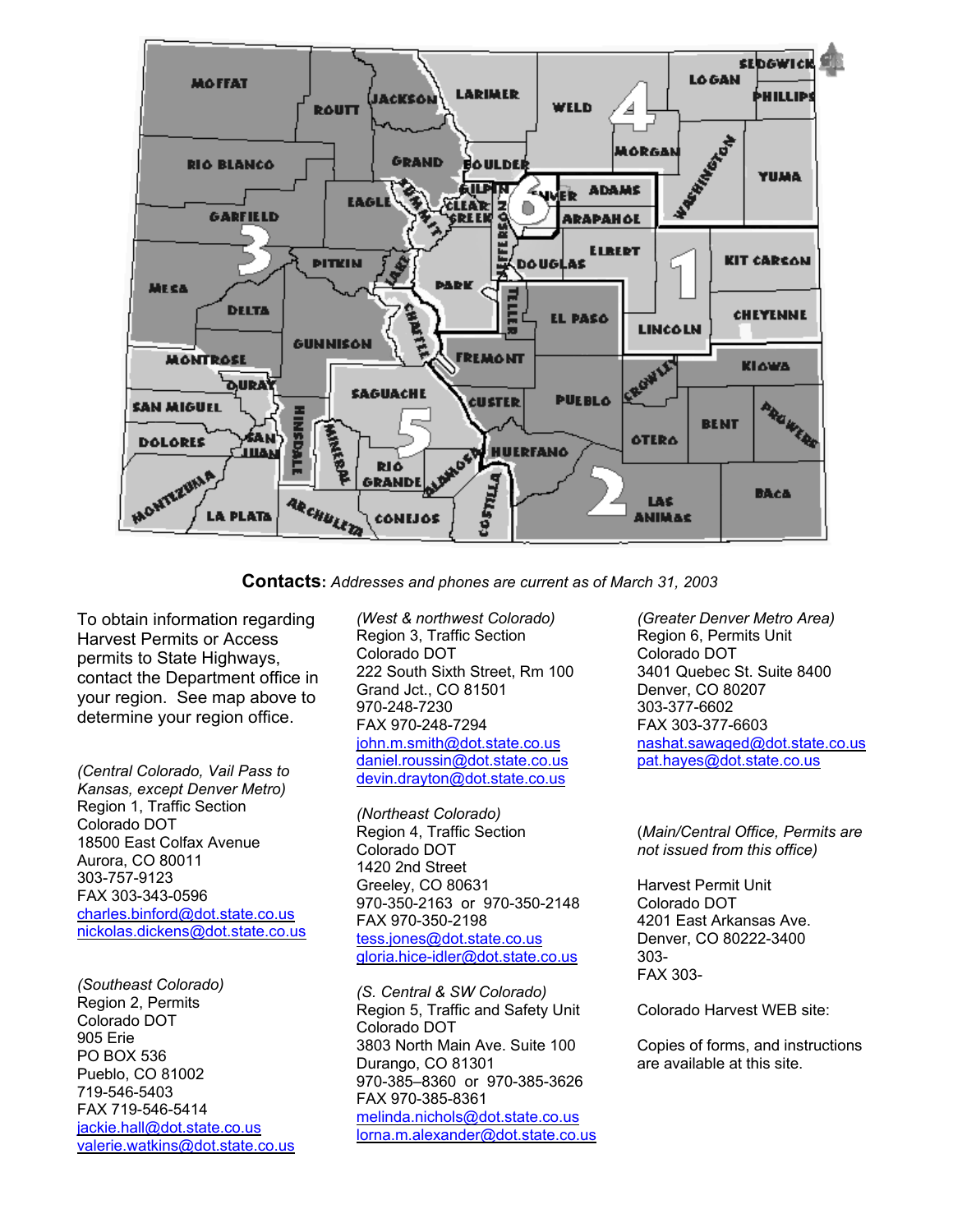**Contacts:** *Addresses and phones are current as of March 31, 2003*

To obtain information regarding Harvest Permits or Access permits to State Highways, contact the Department office in your region. See map above to determine your region office.

*(Central Colorado, Vail Pass to Kansas, except Denver Metro)*
Region 1, Traffic Section
Colorado DOT
18500 East Colfax Avenue
Aurora, CO 80011
303-757-9123
FAX 303-343-0596
charles.binford@dot.state.co.us
nickolas.dickens@dot.state.co.us

*(Southeast Colorado)*
Region 2, Permits
Colorado DOT
905 Erie
PO BOX 536
Pueblo, CO 81002
719-546-5403
FAX 719-546-5414
jackie.hall@dot.state.co.us
valerie.watkins@dot.state.co.us

*(West & northwest Colorado)*
Region 3, Traffic Section
Colorado DOT
222 South Sixth Street, Rm 100
Grand Jct., CO 81501
970-248-7230
FAX 970-248-7294
john.m.smith@dot.state.co.us
daniel.roussin@dot.state.co.us
devin.drayton@dot.state.co.us

*(Northeast Colorado)*
Region 4, Traffic Section
Colorado DOT
1420 2nd Street
Greeley, CO 80631
970-350-2163 or 970-350-2148
FAX 970-350-2198
tess.jones@dot.state.co.us
gloria.hice-idler@dot.state.co.us

*(S. Central & SW Colorado)*
Region 5, Traffic and Safety Unit
Colorado DOT
3803 North Main Ave. Suite 100
Durango, CO 81301
970-385–8360 or 970-385-3626
FAX 970-385-8361
melinda.nichols@dot.state.co.us
lorna.m.alexander@dot.state.co.us

*(Greater Denver Metro Area)*
Region 6, Permits Unit
Colorado DOT
3401 Quebec St. Suite 8400
Denver, CO 80207
303-377-6602
FAX 303-377-6603
nashat.sawaged@dot.state.co.us
pat.hayes@dot.state.co.us

*(Main/Central Office, Permits are not issued from this office)*

Harvest Permit Unit
Colorado DOT
4201 East Arkansas Ave.
Denver, CO 80222-3400
303-
FAX 303-

Colorado Harvest WEB site:

Copies of forms, and instructions are available at this site.